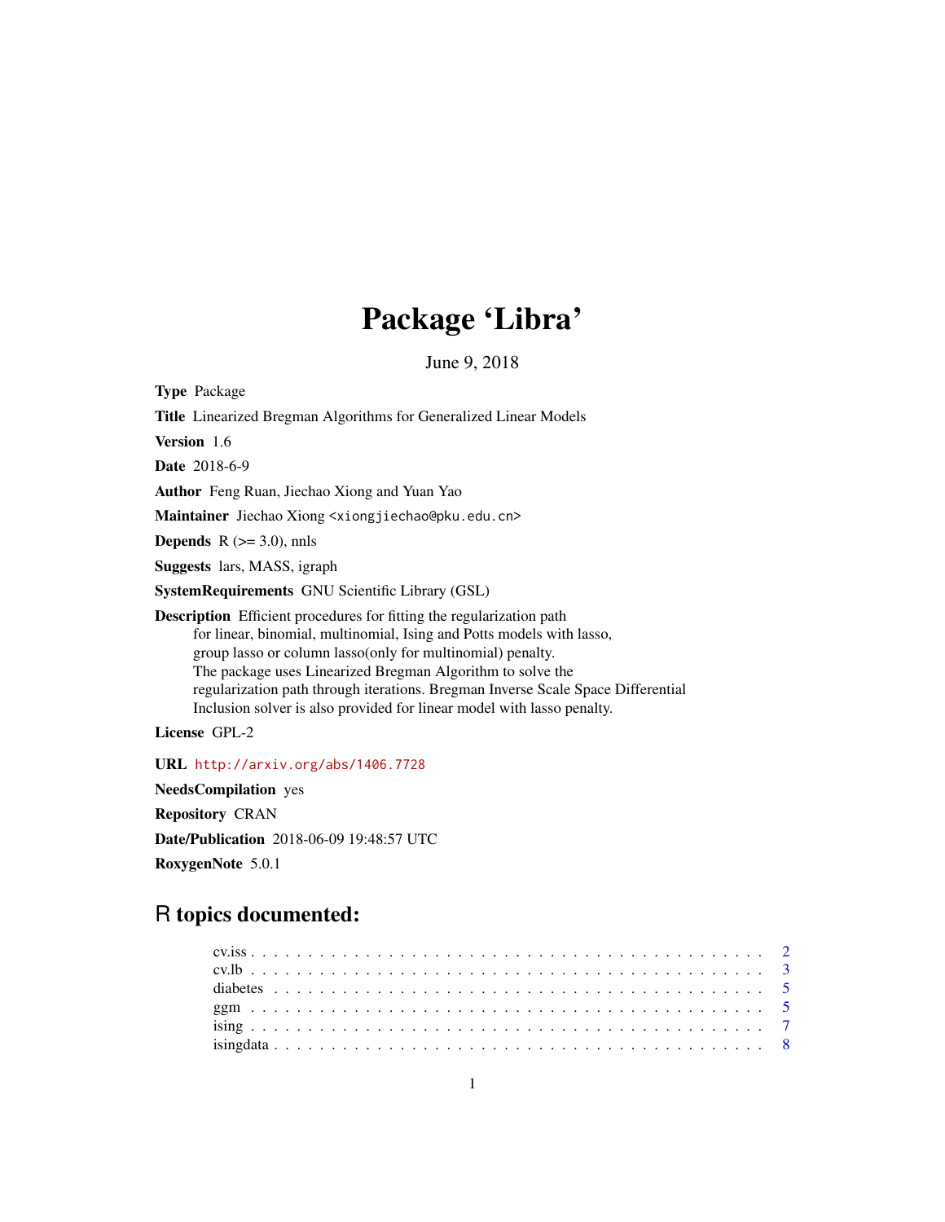# Package 'Libra'

June 9, 2018

**Type** Package

**Title** Linearized Bregman Algorithms for Generalized Linear Models

**Version** 1.6

**Date** 2018-6-9

**Author** Feng Ruan, Jiechao Xiong and Yuan Yao

**Maintainer** Jiechao Xiong <xiongjiechao@pku.edu.cn>

**Depends** R (>= 3.0), nnls

**Suggests** lars, MASS, igraph

**SystemRequirements** GNU Scientific Library (GSL)

**Description** Efficient procedures for fitting the regularization path for linear, binomial, multinomial, Ising and Potts models with lasso, group lasso or column lasso(only for multinomial) penalty. The package uses Linearized Bregman Algorithm to solve the regularization path through iterations. Bregman Inverse Scale Space Differential Inclusion solver is also provided for linear model with lasso penalty.

**License** GPL-2

**URL** http://arxiv.org/abs/1406.7728

**NeedsCompilation** yes

**Repository** CRAN

**Date/Publication** 2018-06-09 19:48:57 UTC

**RoxygenNote** 5.0.1

## R topics documented:

- cv.iss . . . . . . . . . . . . . . . . . . . . . . . . . . . . . . . . . . . . . . . . . . . 2
- cv.lb . . . . . . . . . . . . . . . . . . . . . . . . . . . . . . . . . . . . . . . . . . . 3
- diabetes . . . . . . . . . . . . . . . . . . . . . . . . . . . . . . . . . . . . . . . . . 5
- ggm . . . . . . . . . . . . . . . . . . . . . . . . . . . . . . . . . . . . . . . . . . . 5
- ising . . . . . . . . . . . . . . . . . . . . . . . . . . . . . . . . . . . . . . . . . . . 7
- isingdata . . . . . . . . . . . . . . . . . . . . . . . . . . . . . . . . . . . . . . . . 8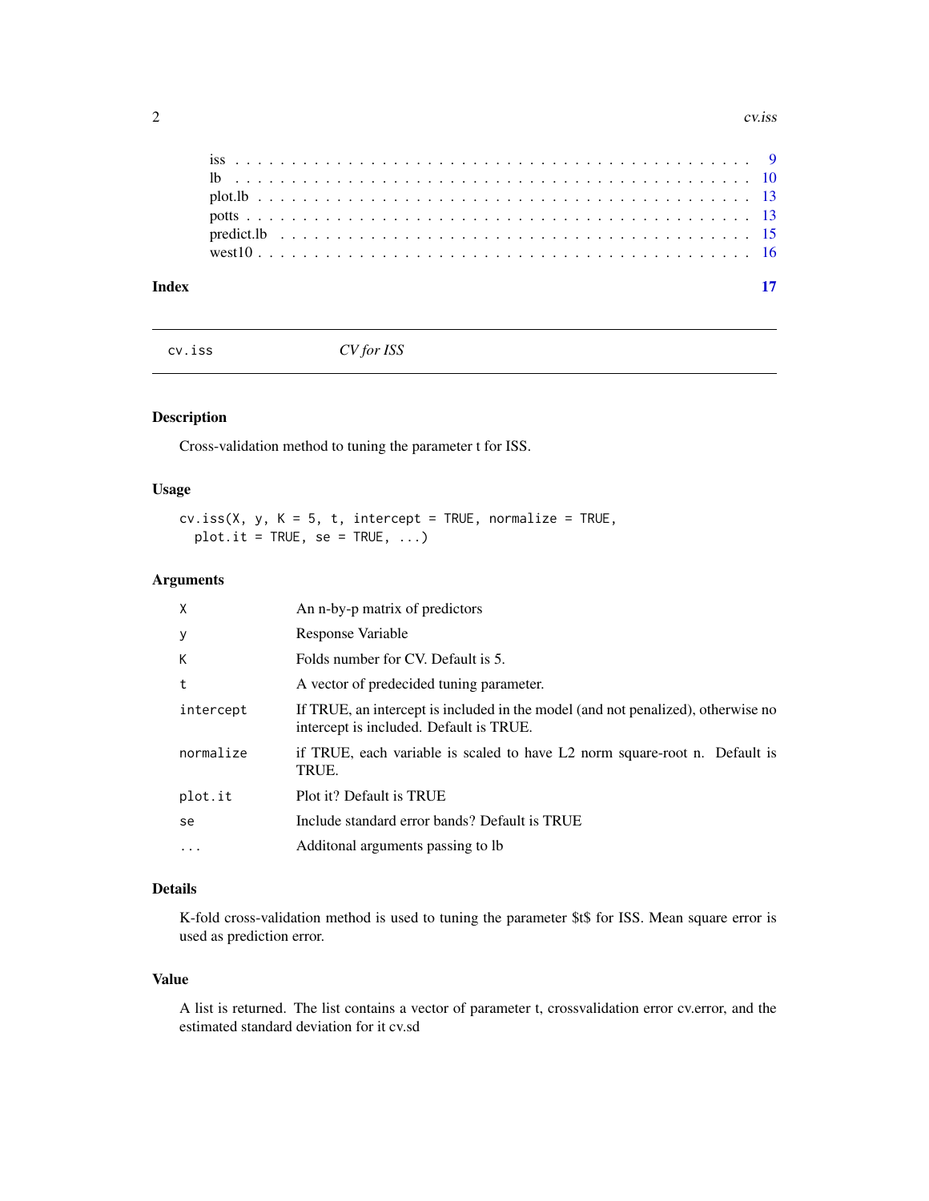| | |
|---|---|
| iss | 9 |
| lb | 10 |
| plot.lb | 13 |
| potts | 13 |
| predict.lb | 15 |
| west10 | 16 |

**Index** **17**

---

## cv.iss — *CV for ISS*

### Description

Cross-validation method to tuning the parameter t for ISS.

### Usage

```
cv.iss(X, y, K = 5, t, intercept = TRUE, normalize = TRUE,
  plot.it = TRUE, se = TRUE, ...)
```

### Arguments

| | |
|---|---|
| `X` | An n-by-p matrix of predictors |
| `y` | Response Variable |
| `K` | Folds number for CV. Default is 5. |
| `t` | A vector of predecided tuning parameter. |
| `intercept` | If TRUE, an intercept is included in the model (and not penalized), otherwise no intercept is included. Default is TRUE. |
| `normalize` | if TRUE, each variable is scaled to have L2 norm square-root n. Default is TRUE. |
| `plot.it` | Plot it? Default is TRUE |
| `se` | Include standard error bands? Default is TRUE |
| `...` | Additonal arguments passing to lb |

### Details

K-fold cross-validation method is used to tuning the parameter $t$ for ISS. Mean square error is used as prediction error.

### Value

A list is returned. The list contains a vector of parameter t, crossvalidation error cv.error, and the estimated standard deviation for it cv.sd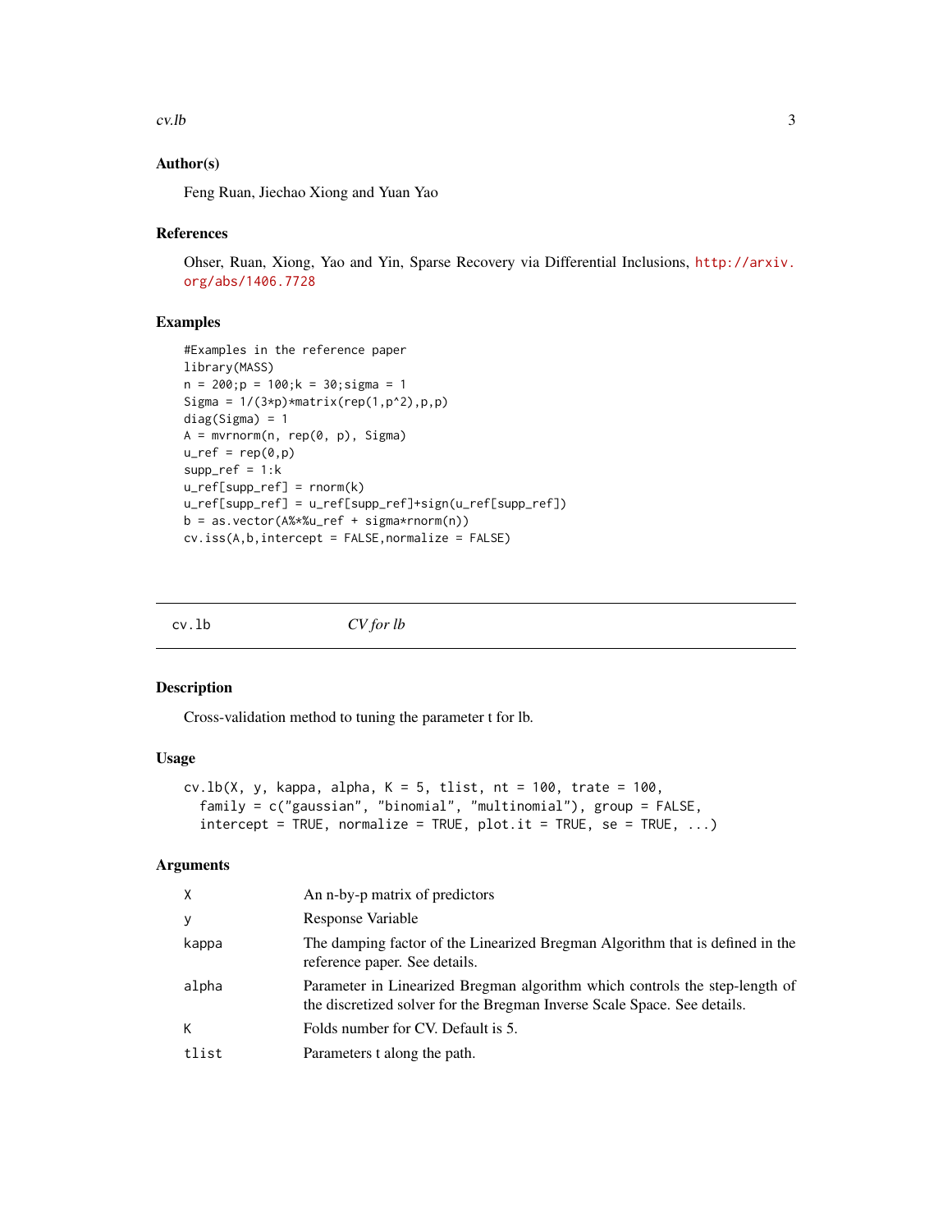## Author(s)

Feng Ruan, Jiechao Xiong and Yuan Yao

## References

Ohser, Ruan, Xiong, Yao and Yin, Sparse Recovery via Differential Inclusions, http://arxiv.org/abs/1406.7728

## Examples

```
#Examples in the reference paper
library(MASS)
n = 200;p = 100;k = 30;sigma = 1
Sigma = 1/(3*p)*matrix(rep(1,p^2),p,p)
diag(Sigma) = 1
A = mvrnorm(n, rep(0, p), Sigma)
u_ref = rep(0,p)
supp_ref = 1:k
u_ref[supp_ref] = rnorm(k)
u_ref[supp_ref] = u_ref[supp_ref]+sign(u_ref[supp_ref])
b = as.vector(A%*%u_ref + sigma*rnorm(n))
cv.iss(A,b,intercept = FALSE,normalize = FALSE)
```

---

# cv.lb *CV for lb*

---

## Description

Cross-validation method to tuning the parameter t for lb.

## Usage

```
cv.lb(X, y, kappa, alpha, K = 5, tlist, nt = 100, trate = 100,
  family = c("gaussian", "binomial", "multinomial"), group = FALSE,
  intercept = TRUE, normalize = TRUE, plot.it = TRUE, se = TRUE, ...)
```

## Arguments

| | |
|---|---|
| X | An n-by-p matrix of predictors |
| y | Response Variable |
| kappa | The damping factor of the Linearized Bregman Algorithm that is defined in the reference paper. See details. |
| alpha | Parameter in Linearized Bregman algorithm which controls the step-length of the discretized solver for the Bregman Inverse Scale Space. See details. |
| K | Folds number for CV. Default is 5. |
| tlist | Parameters t along the path. |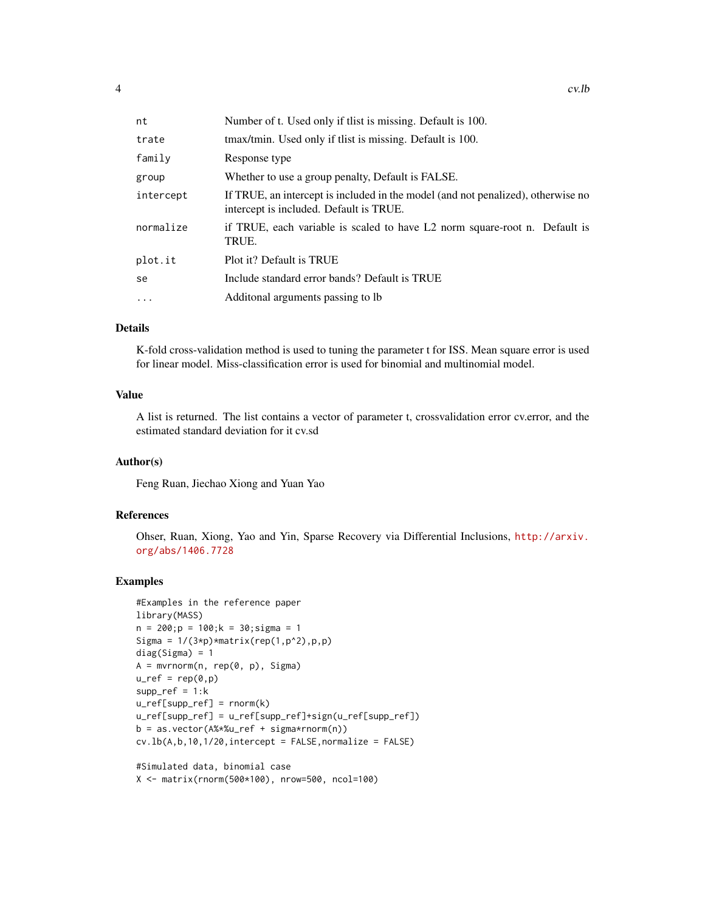| | |
|---|---|
| nt | Number of t. Used only if tlist is missing. Default is 100. |
| trate | tmax/tmin. Used only if tlist is missing. Default is 100. |
| family | Response type |
| group | Whether to use a group penalty, Default is FALSE. |
| intercept | If TRUE, an intercept is included in the model (and not penalized), otherwise no intercept is included. Default is TRUE. |
| normalize | if TRUE, each variable is scaled to have L2 norm square-root n. Default is TRUE. |
| plot.it | Plot it? Default is TRUE |
| se | Include standard error bands? Default is TRUE |
| ... | Additonal arguments passing to lb |

## Details

K-fold cross-validation method is used to tuning the parameter t for ISS. Mean square error is used for linear model. Miss-classification error is used for binomial and multinomial model.

## Value

A list is returned. The list contains a vector of parameter t, crossvalidation error cv.error, and the estimated standard deviation for it cv.sd

## Author(s)

Feng Ruan, Jiechao Xiong and Yuan Yao

## References

Ohser, Ruan, Xiong, Yao and Yin, Sparse Recovery via Differential Inclusions, http://arxiv.org/abs/1406.7728

## Examples

```
#Examples in the reference paper
library(MASS)
n = 200;p = 100;k = 30;sigma = 1
Sigma = 1/(3*p)*matrix(rep(1,p^2),p,p)
diag(Sigma) = 1
A = mvrnorm(n, rep(0, p), Sigma)
u_ref = rep(0,p)
supp_ref = 1:k
u_ref[supp_ref] = rnorm(k)
u_ref[supp_ref] = u_ref[supp_ref]+sign(u_ref[supp_ref])
b = as.vector(A%*%u_ref + sigma*rnorm(n))
cv.lb(A,b,10,1/20,intercept = FALSE,normalize = FALSE)

#Simulated data, binomial case
X <- matrix(rnorm(500*100), nrow=500, ncol=100)
```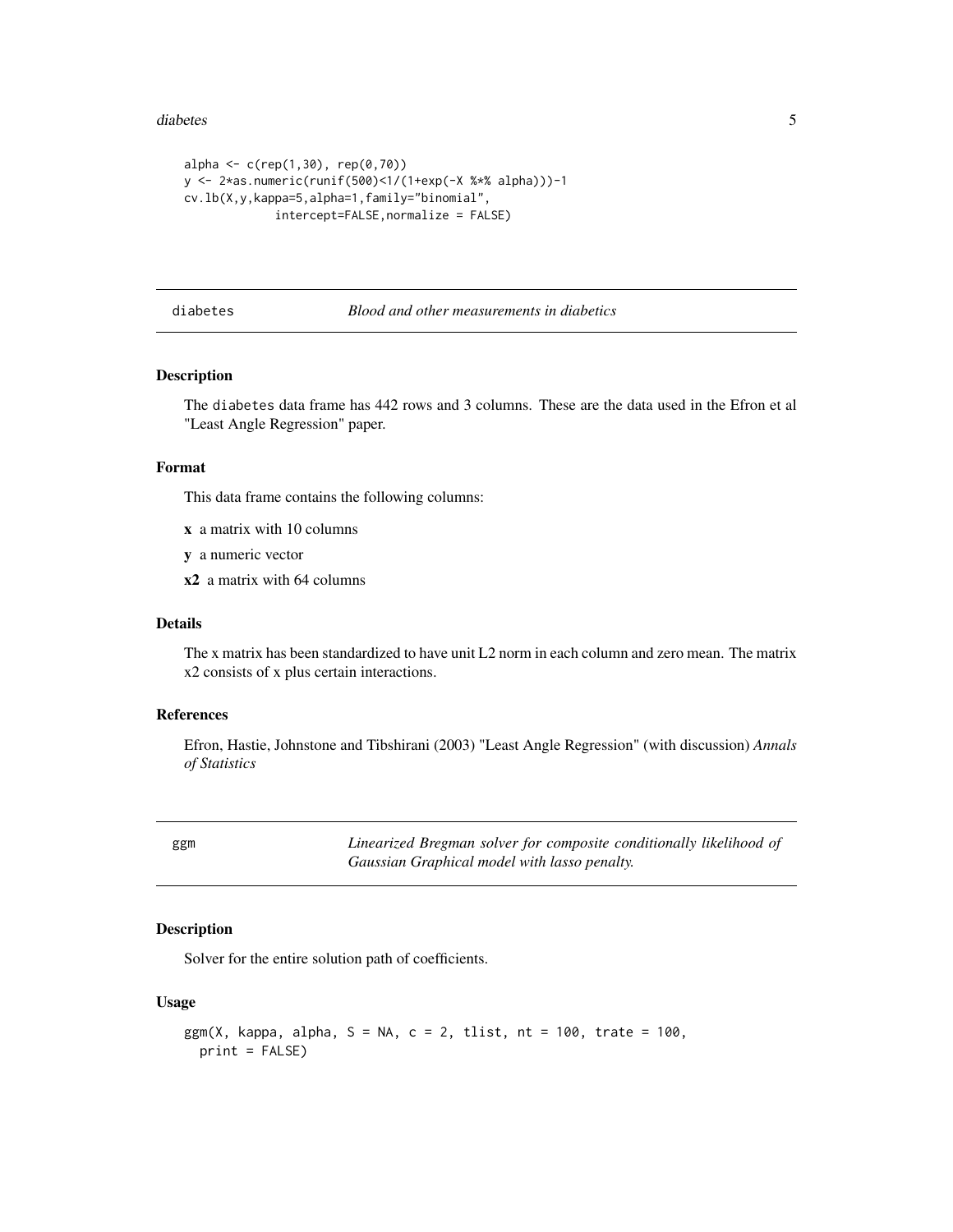```
alpha <- c(rep(1,30), rep(0,70))
y <- 2*as.numeric(runif(500)<1/(1+exp(-X %*% alpha)))-1
cv.lb(X,y,kappa=5,alpha=1,family="binomial",
            intercept=FALSE,normalize = FALSE)
```

## diabetes — *Blood and other measurements in diabetics*

### Description

The diabetes data frame has 442 rows and 3 columns. These are the data used in the Efron et al "Least Angle Regression" paper.

### Format

This data frame contains the following columns:

- **x** a matrix with 10 columns
- **y** a numeric vector
- **x2** a matrix with 64 columns

### Details

The x matrix has been standardized to have unit L2 norm in each column and zero mean. The matrix x2 consists of x plus certain interactions.

### References

Efron, Hastie, Johnstone and Tibshirani (2003) "Least Angle Regression" (with discussion) *Annals of Statistics*

## ggm — *Linearized Bregman solver for composite conditionally likelihood of Gaussian Graphical model with lasso penalty.*

### Description

Solver for the entire solution path of coefficients.

### Usage

```
ggm(X, kappa, alpha, S = NA, c = 2, tlist, nt = 100, trate = 100,
  print = FALSE)
```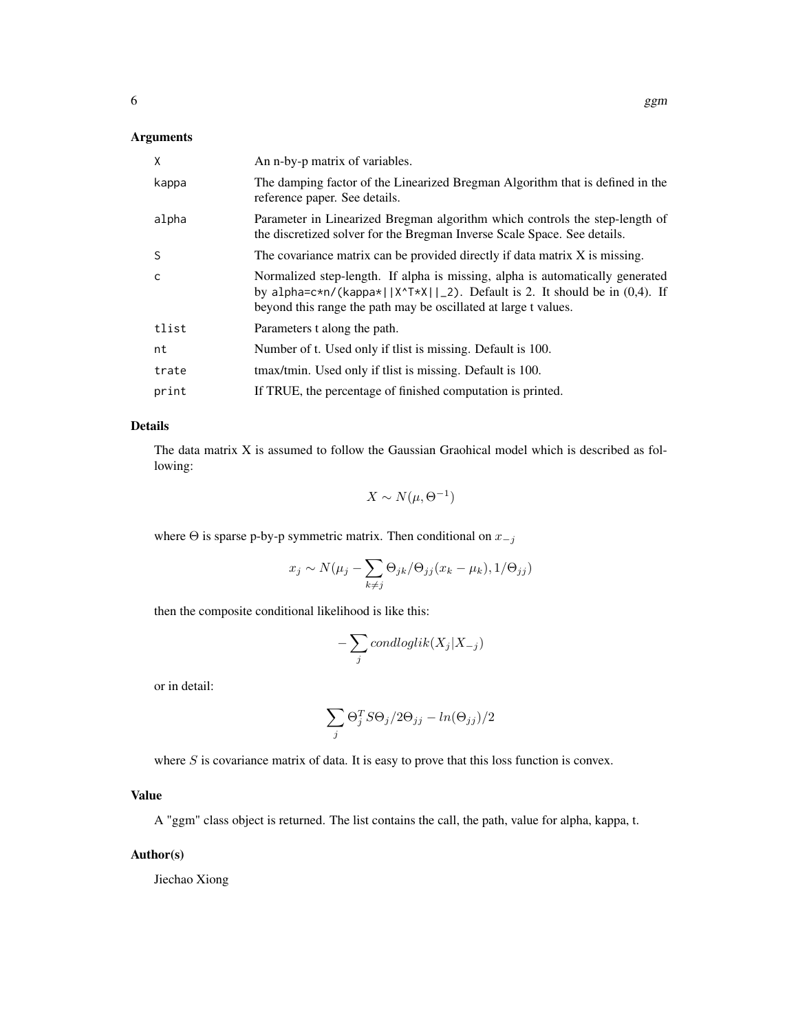### Arguments

| | |
|---|---|
| X | An n-by-p matrix of variables. |
| kappa | The damping factor of the Linearized Bregman Algorithm that is defined in the reference paper. See details. |
| alpha | Parameter in Linearized Bregman algorithm which controls the step-length of the discretized solver for the Bregman Inverse Scale Space. See details. |
| S | The covariance matrix can be provided directly if data matrix X is missing. |
| c | Normalized step-length. If alpha is missing, alpha is automatically generated by `alpha=c*n/(kappa*||X^T*X||_2)`. Default is 2. It should be in (0,4). If beyond this range the path may be oscillated at large t values. |
| tlist | Parameters t along the path. |
| nt | Number of t. Used only if tlist is missing. Default is 100. |
| trate | tmax/tmin. Used only if tlist is missing. Default is 100. |
| print | If TRUE, the percentage of finished computation is printed. |

### Details

The data matrix X is assumed to follow the Gaussian Graohical model which is described as following:

$$X \sim N(\mu, \Theta^{-1})$$

where $\Theta$ is sparse p-by-p symmetric matrix. Then conditional on $x_{-j}$

$$x_j \sim N(\mu_j - \sum_{k \neq j} \Theta_{jk}/\Theta_{jj}(x_k - \mu_k), 1/\Theta_{jj})$$

then the composite conditional likelihood is like this:

$$-\sum_j condloglik(X_j | X_{-j})$$

or in detail:

$$\sum_j \Theta_j^T S \Theta_j / 2\Theta_{jj} - ln(\Theta_{jj})/2$$

where $S$ is covariance matrix of data. It is easy to prove that this loss function is convex.

### Value

A "ggm" class object is returned. The list contains the call, the path, value for alpha, kappa, t.

### Author(s)

Jiechao Xiong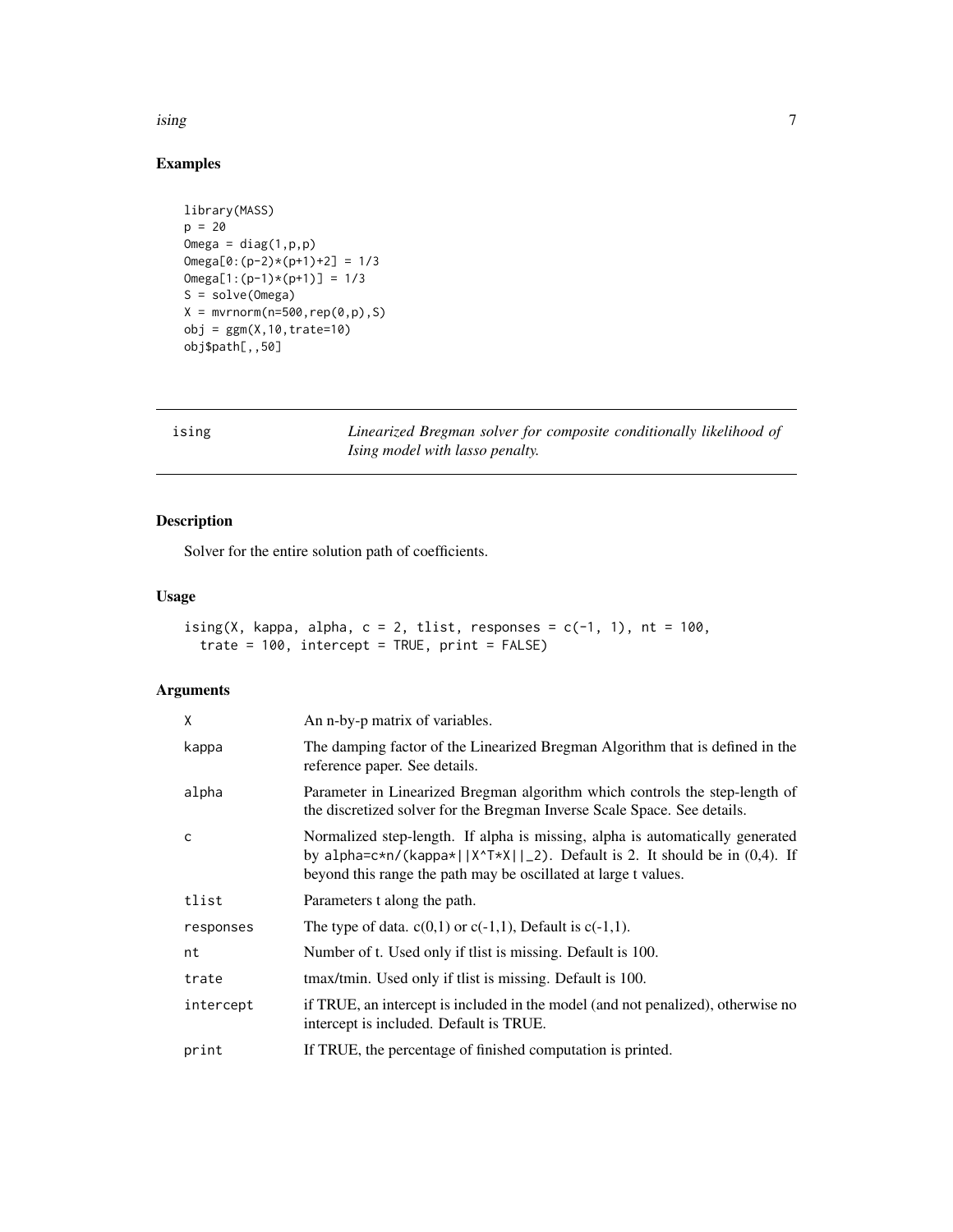## Examples

```
library(MASS)
p = 20
Omega = diag(1,p,p)
Omega[0:(p-2)*(p+1)+2] = 1/3
Omega[1:(p-1)*(p+1)] = 1/3
S = solve(Omega)
X = mvrnorm(n=500,rep(0,p),S)
obj = ggm(X,10,trate=10)
obj$path[,,50]
```

---

# ising — *Linearized Bregman solver for composite conditionally likelihood of Ising model with lasso penalty.*

---

## Description

Solver for the entire solution path of coefficients.

## Usage

```
ising(X, kappa, alpha, c = 2, tlist, responses = c(-1, 1), nt = 100,
  trate = 100, intercept = TRUE, print = FALSE)
```

## Arguments

| | |
|---|---|
| X | An n-by-p matrix of variables. |
| kappa | The damping factor of the Linearized Bregman Algorithm that is defined in the reference paper. See details. |
| alpha | Parameter in Linearized Bregman algorithm which controls the step-length of the discretized solver for the Bregman Inverse Scale Space. See details. |
| c | Normalized step-length. If alpha is missing, alpha is automatically generated by `alpha=c*n/(kappa*||X^T*X||_2)`. Default is 2. It should be in (0,4). If beyond this range the path may be oscillated at large t values. |
| tlist | Parameters t along the path. |
| responses | The type of data. c(0,1) or c(-1,1), Default is c(-1,1). |
| nt | Number of t. Used only if tlist is missing. Default is 100. |
| trate | tmax/tmin. Used only if tlist is missing. Default is 100. |
| intercept | if TRUE, an intercept is included in the model (and not penalized), otherwise no intercept is included. Default is TRUE. |
| print | If TRUE, the percentage of finished computation is printed. |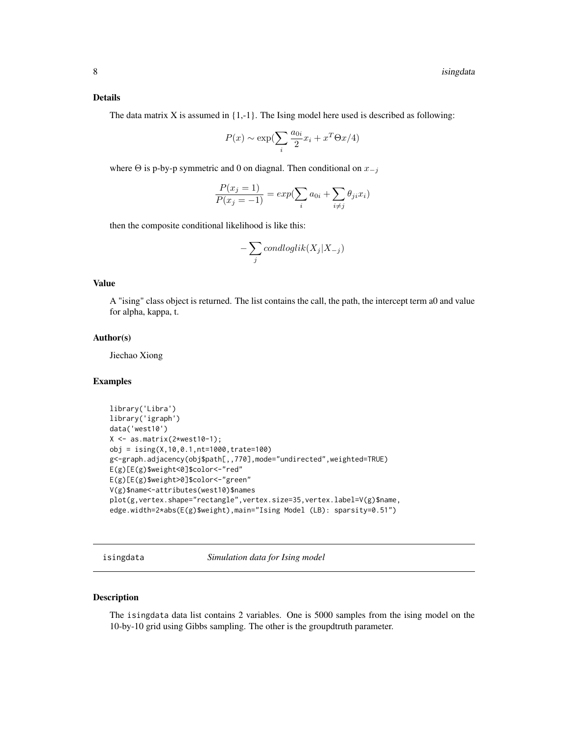### Details

The data matrix X is assumed in {1,-1}. The Ising model here used is described as following:

$$P(x) \sim \exp(\sum_i \frac{a_{0i}}{2} x_i + x^T \Theta x/4)$$

where $\Theta$ is p-by-p symmetric and 0 on diagnal. Then conditional on $x_{-j}$

$$\frac{P(x_j = 1)}{P(x_j = -1)} = exp(\sum_i a_{0i} + \sum_{i \neq j} \theta_{ji} x_i)$$

then the composite conditional likelihood is like this:

$$-\sum_j condloglik(X_j | X_{-j})$$

### Value

A "ising" class object is returned. The list contains the call, the path, the intercept term a0 and value for alpha, kappa, t.

### Author(s)

Jiechao Xiong

### Examples

```
library('Libra')
library('igraph')
data('west10')
X <- as.matrix(2*west10-1);
obj = ising(X,10,0.1,nt=1000,trate=100)
g<-graph.adjacency(obj$path[,,770],mode="undirected",weighted=TRUE)
E(g)[E(g)$weight<0]$color<-"red"
E(g)[E(g)$weight>0]$color<-"green"
V(g)$name<-attributes(west10)$names
plot(g,vertex.shape="rectangle",vertex.size=35,vertex.label=V(g)$name,
edge.width=2*abs(E(g)$weight),main="Ising Model (LB): sparsity=0.51")
```

---

## isingdata *Simulation data for Ising model*

### Description

The isingdata data list contains 2 variables. One is 5000 samples from the ising model on the 10-by-10 grid using Gibbs sampling. The other is the groupdtruth parameter.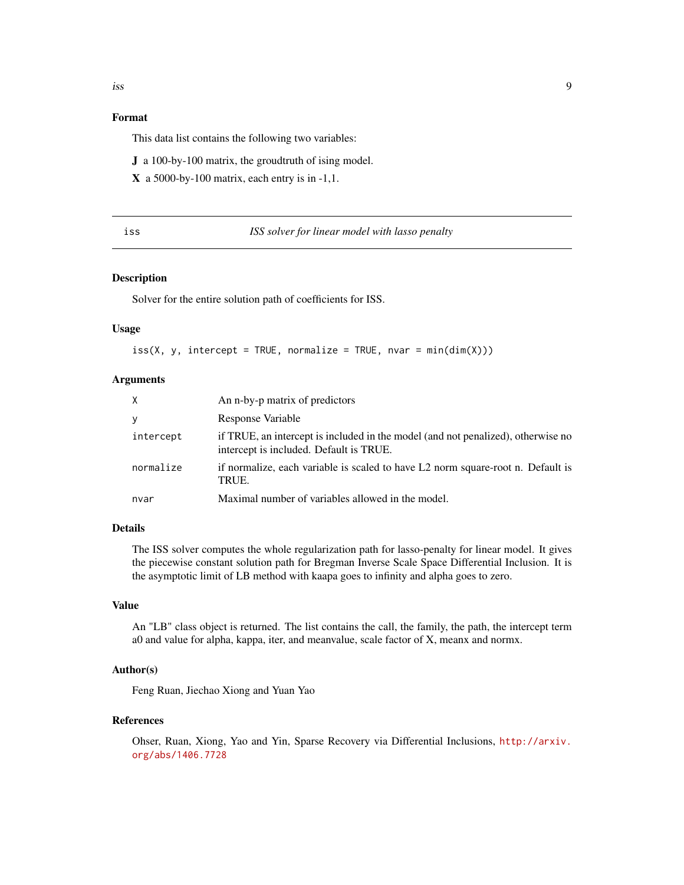### Format

This data list contains the following two variables:

**J** a 100-by-100 matrix, the groudtruth of ising model.

**X** a 5000-by-100 matrix, each entry is in -1,1.

---

## iss — *ISS solver for linear model with lasso penalty*

---

### Description

Solver for the entire solution path of coefficients for ISS.

### Usage

```
iss(X, y, intercept = TRUE, normalize = TRUE, nvar = min(dim(X)))
```

### Arguments

| | |
|---|---|
| `X` | An n-by-p matrix of predictors |
| `y` | Response Variable |
| `intercept` | if TRUE, an intercept is included in the model (and not penalized), otherwise no intercept is included. Default is TRUE. |
| `normalize` | if normalize, each variable is scaled to have L2 norm square-root n. Default is TRUE. |
| `nvar` | Maximal number of variables allowed in the model. |

### Details

The ISS solver computes the whole regularization path for lasso-penalty for linear model. It gives the piecewise constant solution path for Bregman Inverse Scale Space Differential Inclusion. It is the asymptotic limit of LB method with kaapa goes to infinity and alpha goes to zero.

### Value

An "LB" class object is returned. The list contains the call, the family, the path, the intercept term a0 and value for alpha, kappa, iter, and meanvalue, scale factor of X, meanx and normx.

### Author(s)

Feng Ruan, Jiechao Xiong and Yuan Yao

### References

Ohser, Ruan, Xiong, Yao and Yin, Sparse Recovery via Differential Inclusions, http://arxiv.org/abs/1406.7728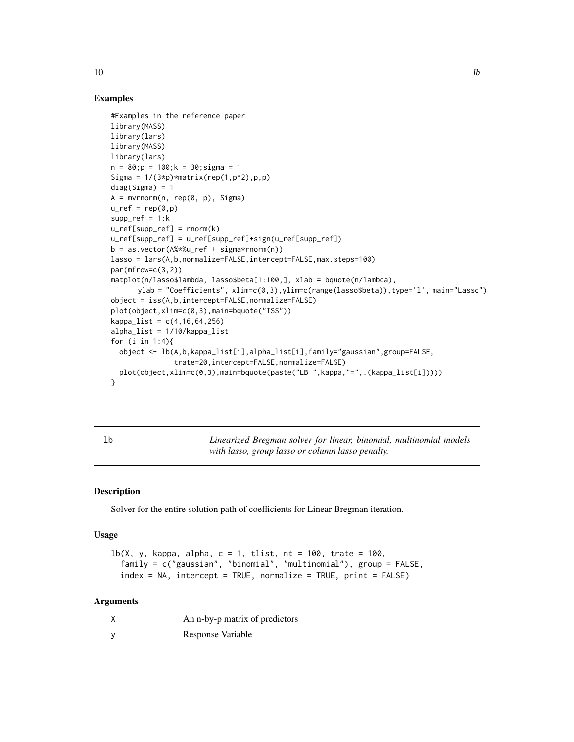## Examples

```
#Examples in the reference paper
library(MASS)
library(lars)
library(MASS)
library(lars)
n = 80;p = 100;k = 30;sigma = 1
Sigma = 1/(3*p)*matrix(rep(1,p^2),p,p)
diag(Sigma) = 1
A = mvrnorm(n, rep(0, p), Sigma)
u_ref = rep(0,p)
supp_ref = 1:k
u_ref[supp_ref] = rnorm(k)
u_ref[supp_ref] = u_ref[supp_ref]+sign(u_ref[supp_ref])
b = as.vector(A%*%u_ref + sigma*rnorm(n))
lasso = lars(A,b,normalize=FALSE,intercept=FALSE,max.steps=100)
par(mfrow=c(3,2))
matplot(n/lasso$lambda, lasso$beta[1:100,], xlab = bquote(n/lambda),
      ylab = "Coefficients", xlim=c(0,3),ylim=c(range(lasso$beta)),type='l', main="Lasso")
object = iss(A,b,intercept=FALSE,normalize=FALSE)
plot(object,xlim=c(0,3),main=bquote("ISS"))
kappa_list = c(4,16,64,256)
alpha_list = 1/10/kappa_list
for (i in 1:4){
  object <- lb(A,b,kappa_list[i],alpha_list[i],family="gaussian",group=FALSE,
              trate=20,intercept=FALSE,normalize=FALSE)
  plot(object,xlim=c(0,3),main=bquote(paste("LB ",kappa,"=",.(kappa_list[i]))))
}
```

---

# lb — *Linearized Bregman solver for linear, binomial, multinomial models with lasso, group lasso or column lasso penalty.*

## Description

Solver for the entire solution path of coefficients for Linear Bregman iteration.

## Usage

```
lb(X, y, kappa, alpha, c = 1, tlist, nt = 100, trate = 100,
  family = c("gaussian", "binomial", "multinomial"), group = FALSE,
  index = NA, intercept = TRUE, normalize = TRUE, print = FALSE)
```

## Arguments

| | |
|---|---|
| X | An n-by-p matrix of predictors |
| y | Response Variable |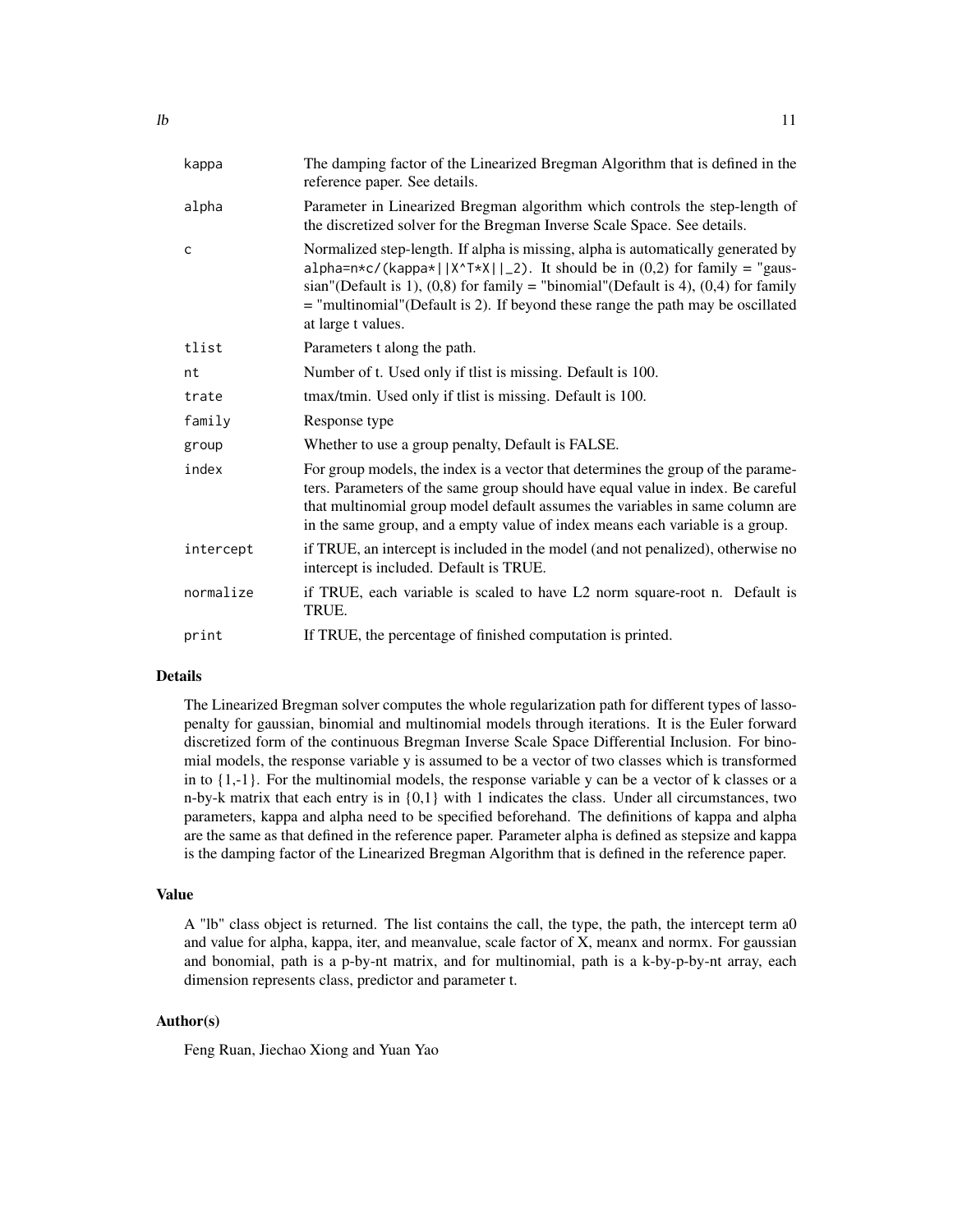| | |
|---|---|
| kappa | The damping factor of the Linearized Bregman Algorithm that is defined in the reference paper. See details. |
| alpha | Parameter in Linearized Bregman algorithm which controls the step-length of the discretized solver for the Bregman Inverse Scale Space. See details. |
| c | Normalized step-length. If alpha is missing, alpha is automatically generated by `alpha=n*c/(kappa*||X^T*X||_2)`. It should be in (0,2) for family = "gaussian"(Default is 1), (0,8) for family = "binomial"(Default is 4), (0,4) for family = "multinomial"(Default is 2). If beyond these range the path may be oscillated at large t values. |
| tlist | Parameters t along the path. |
| nt | Number of t. Used only if tlist is missing. Default is 100. |
| trate | tmax/tmin. Used only if tlist is missing. Default is 100. |
| family | Response type |
| group | Whether to use a group penalty, Default is FALSE. |
| index | For group models, the index is a vector that determines the group of the parameters. Parameters of the same group should have equal value in index. Be careful that multinomial group model default assumes the variables in same column are in the same group, and a empty value of index means each variable is a group. |
| intercept | if TRUE, an intercept is included in the model (and not penalized), otherwise no intercept is included. Default is TRUE. |
| normalize | if TRUE, each variable is scaled to have L2 norm square-root n. Default is TRUE. |
| print | If TRUE, the percentage of finished computation is printed. |

## Details

The Linearized Bregman solver computes the whole regularization path for different types of lasso-penalty for gaussian, binomial and multinomial models through iterations. It is the Euler forward discretized form of the continuous Bregman Inverse Scale Space Differential Inclusion. For binomial models, the response variable y is assumed to be a vector of two classes which is transformed in to {1,-1}. For the multinomial models, the response variable y can be a vector of k classes or a n-by-k matrix that each entry is in {0,1} with 1 indicates the class. Under all circumstances, two parameters, kappa and alpha need to be specified beforehand. The definitions of kappa and alpha are the same as that defined in the reference paper. Parameter alpha is defined as stepsize and kappa is the damping factor of the Linearized Bregman Algorithm that is defined in the reference paper.

## Value

A "lb" class object is returned. The list contains the call, the type, the path, the intercept term a0 and value for alpha, kappa, iter, and meanvalue, scale factor of X, meanx and normx. For gaussian and bonomial, path is a p-by-nt matrix, and for multinomial, path is a k-by-p-by-nt array, each dimension represents class, predictor and parameter t.

## Author(s)

Feng Ruan, Jiechao Xiong and Yuan Yao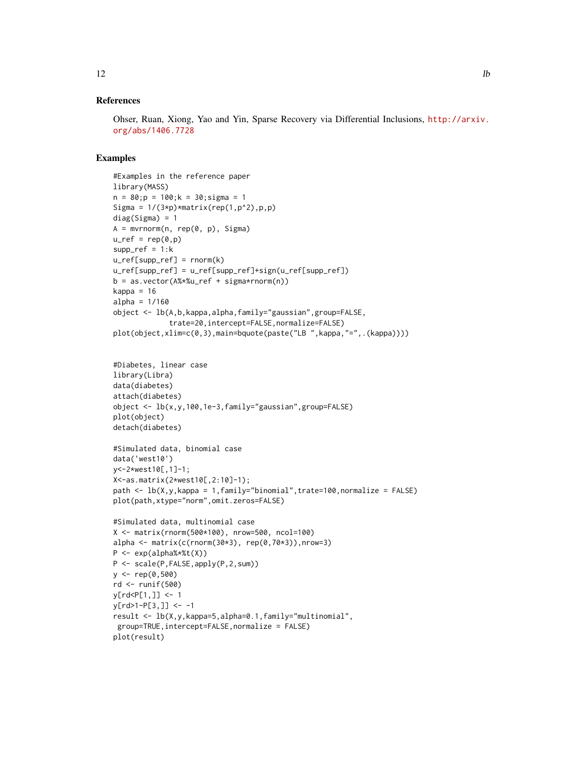## References

Ohser, Ruan, Xiong, Yao and Yin, Sparse Recovery via Differential Inclusions, http://arxiv.org/abs/1406.7728

## Examples

```
#Examples in the reference paper
library(MASS)
n = 80;p = 100;k = 30;sigma = 1
Sigma = 1/(3*p)*matrix(rep(1,p^2),p,p)
diag(Sigma) = 1
A = mvrnorm(n, rep(0, p), Sigma)
u_ref = rep(0,p)
supp_ref = 1:k
u_ref[supp_ref] = rnorm(k)
u_ref[supp_ref] = u_ref[supp_ref]+sign(u_ref[supp_ref])
b = as.vector(A%*%u_ref + sigma*rnorm(n))
kappa = 16
alpha = 1/160
object <- lb(A,b,kappa,alpha,family="gaussian",group=FALSE,
             trate=20,intercept=FALSE,normalize=FALSE)
plot(object,xlim=c(0,3),main=bquote(paste("LB ",kappa,"=",.(kappa))))


#Diabetes, linear case
library(Libra)
data(diabetes)
attach(diabetes)
object <- lb(x,y,100,1e-3,family="gaussian",group=FALSE)
plot(object)
detach(diabetes)

#Simulated data, binomial case
data('west10')
y<-2*west10[,1]-1;
X<-as.matrix(2*west10[,2:10]-1);
path <- lb(X,y,kappa = 1,family="binomial",trate=100,normalize = FALSE)
plot(path,xtype="norm",omit.zeros=FALSE)

#Simulated data, multinomial case
X <- matrix(rnorm(500*100), nrow=500, ncol=100)
alpha <- matrix(c(rnorm(30*3), rep(0,70*3)),nrow=3)
P <- exp(alpha%*%t(X))
P <- scale(P,FALSE,apply(P,2,sum))
y <- rep(0,500)
rd <- runif(500)
y[rd<P[1,]] <- 1
y[rd>1-P[3,]] <- -1
result <- lb(X,y,kappa=5,alpha=0.1,family="multinomial",
 group=TRUE,intercept=FALSE,normalize = FALSE)
plot(result)
```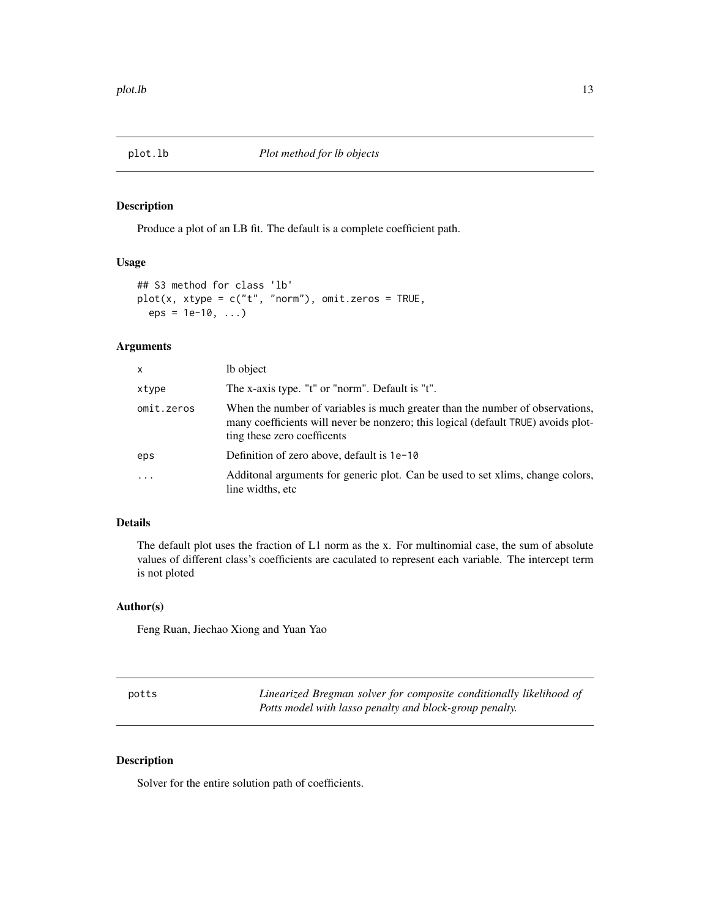## plot.lb — *Plot method for lb objects*

### Description

Produce a plot of an LB fit. The default is a complete coefficient path.

### Usage

```
## S3 method for class 'lb'
plot(x, xtype = c("t", "norm"), omit.zeros = TRUE,
  eps = 1e-10, ...)
```

### Arguments

| | |
|---|---|
| x | lb object |
| xtype | The x-axis type. "t" or "norm". Default is "t". |
| omit.zeros | When the number of variables is much greater than the number of observations, many coefficients will never be nonzero; this logical (default TRUE) avoids plotting these zero coefficents |
| eps | Definition of zero above, default is 1e-10 |
| ... | Additonal arguments for generic plot. Can be used to set xlims, change colors, line widths, etc |

### Details

The default plot uses the fraction of L1 norm as the x. For multinomial case, the sum of absolute values of different class's coefficients are caculated to represent each variable. The intercept term is not ploted

### Author(s)

Feng Ruan, Jiechao Xiong and Yuan Yao

## potts — *Linearized Bregman solver for composite conditionally likelihood of Potts model with lasso penalty and block-group penalty.*

### Description

Solver for the entire solution path of coefficients.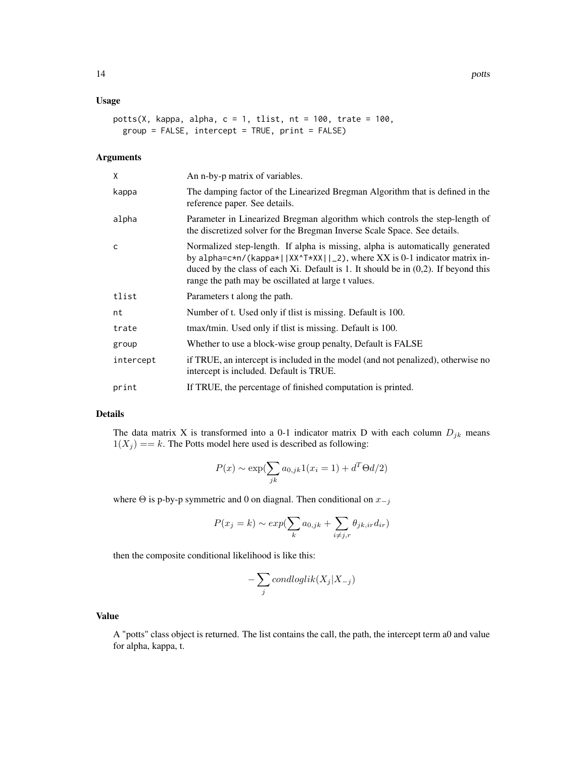## Usage

```
potts(X, kappa, alpha, c = 1, tlist, nt = 100, trate = 100,
  group = FALSE, intercept = TRUE, print = FALSE)
```

## Arguments

| | |
|---|---|
| X | An n-by-p matrix of variables. |
| kappa | The damping factor of the Linearized Bregman Algorithm that is defined in the reference paper. See details. |
| alpha | Parameter in Linearized Bregman algorithm which controls the step-length of the discretized solver for the Bregman Inverse Scale Space. See details. |
| c | Normalized step-length. If alpha is missing, alpha is automatically generated by `alpha=c*n/(kappa*||XX^T*XX||_2)`, where XX is 0-1 indicator matrix induced by the class of each Xi. Default is 1. It should be in (0,2). If beyond this range the path may be oscillated at large t values. |
| tlist | Parameters t along the path. |
| nt | Number of t. Used only if tlist is missing. Default is 100. |
| trate | tmax/tmin. Used only if tlist is missing. Default is 100. |
| group | Whether to use a block-wise group penalty, Default is FALSE |
| intercept | if TRUE, an intercept is included in the model (and not penalized), otherwise no intercept is included. Default is TRUE. |
| print | If TRUE, the percentage of finished computation is printed. |

## Details

The data matrix X is transformed into a 0-1 indicator matrix D with each column $D_{jk}$ means $1(X_j) == k$. The Potts model here used is described as following:

$$P(x) \sim \exp(\sum_{jk} a_{0,jk} 1(x_i = 1) + d^T \Theta d/2)$$

where $\Theta$ is p-by-p symmetric and 0 on diagnal. Then conditional on $x_{-j}$

$$P(x_j = k) \sim exp(\sum_{k} a_{0,jk} + \sum_{i \neq j,r} \theta_{jk,ir} d_{ir})$$

then the composite conditional likelihood is like this:

$$-\sum_{j} condloglik(X_j | X_{-j})$$

## Value

A "potts" class object is returned. The list contains the call, the path, the intercept term a0 and value for alpha, kappa, t.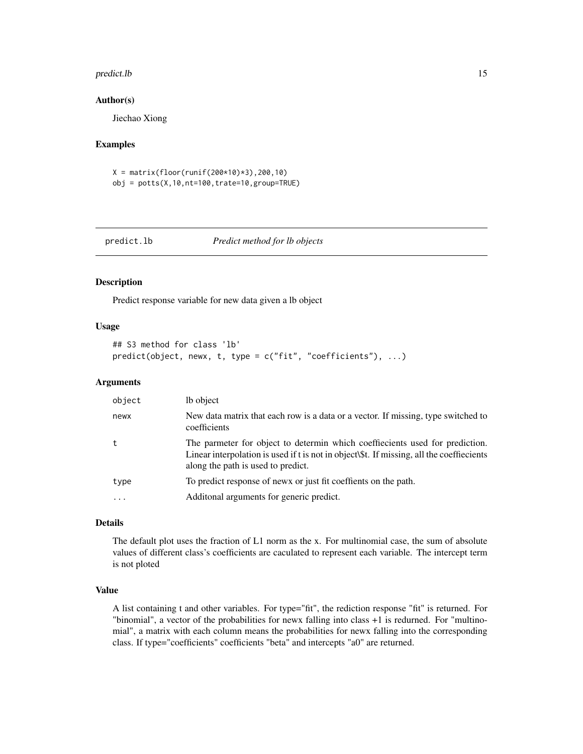## Author(s)

Jiechao Xiong

## Examples

```
X = matrix(floor(runif(200*10)*3),200,10)
obj = potts(X,10,nt=100,trate=10,group=TRUE)
```

---

# predict.lb — *Predict method for lb objects*

## Description

Predict response variable for new data given a lb object

## Usage

```
## S3 method for class 'lb'
predict(object, newx, t, type = c("fit", "coefficients"), ...)
```

## Arguments

| | |
|---|---|
| object | lb object |
| newx | New data matrix that each row is a data or a vector. If missing, type switched to coefficients |
| t | The parmeter for object to determin which coeffiecients used for prediction. Linear interpolation is used if t is not in object\$t. If missing, all the coeffiecients along the path is used to predict. |
| type | To predict response of newx or just fit coeffients on the path. |
| ... | Additonal arguments for generic predict. |

## Details

The default plot uses the fraction of L1 norm as the x. For multinomial case, the sum of absolute values of different class's coefficients are caculated to represent each variable. The intercept term is not ploted

## Value

A list containing t and other variables. For type="fit", the rediction response "fit" is returned. For "binomial", a vector of the probabilities for newx falling into class +1 is redurned. For "multinomial", a matrix with each column means the probabilities for newx falling into the corresponding class. If type="coefficients" coefficients "beta" and intercepts "a0" are returned.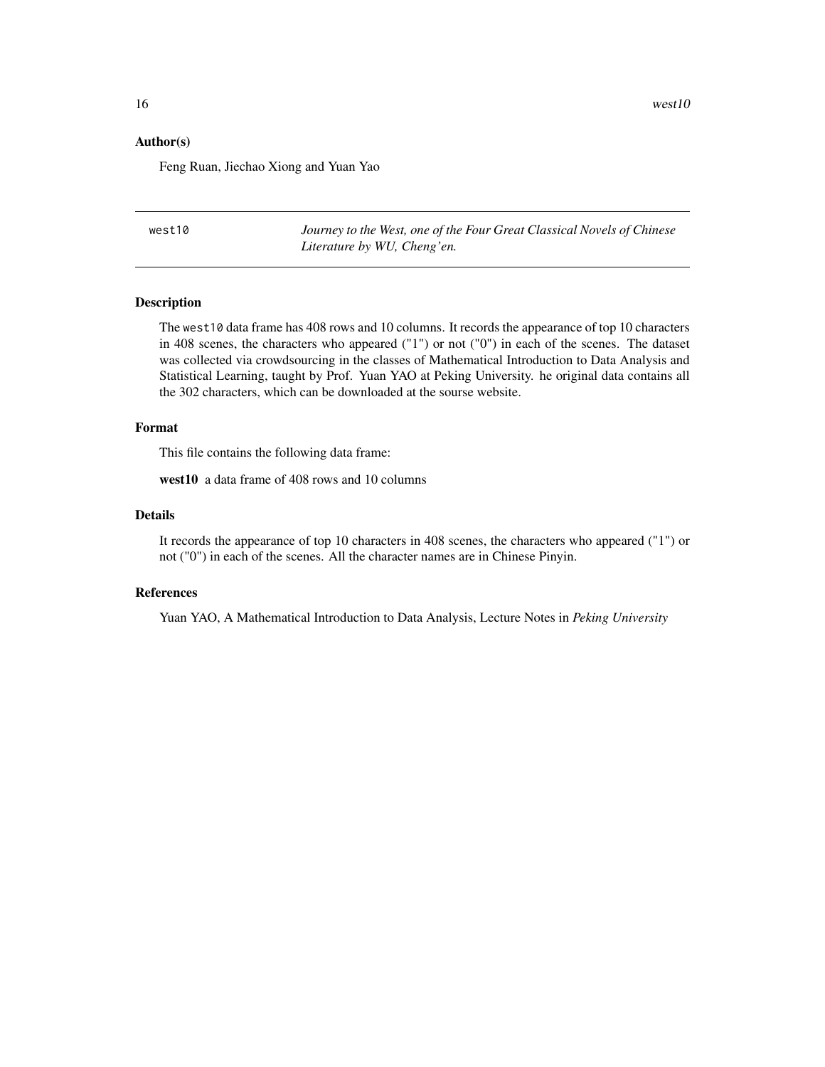## Author(s)

Feng Ruan, Jiechao Xiong and Yuan Yao

---

west10 *Journey to the West, one of the Four Great Classical Novels of Chinese Literature by WU, Cheng'en.*

---

## Description

The west10 data frame has 408 rows and 10 columns. It records the appearance of top 10 characters in 408 scenes, the characters who appeared ("1") or not ("0") in each of the scenes. The dataset was collected via crowdsourcing in the classes of Mathematical Introduction to Data Analysis and Statistical Learning, taught by Prof. Yuan YAO at Peking University. he original data contains all the 302 characters, which can be downloaded at the sourse website.

## Format

This file contains the following data frame:

**west10** a data frame of 408 rows and 10 columns

## Details

It records the appearance of top 10 characters in 408 scenes, the characters who appeared ("1") or not ("0") in each of the scenes. All the character names are in Chinese Pinyin.

## References

Yuan YAO, A Mathematical Introduction to Data Analysis, Lecture Notes in *Peking University*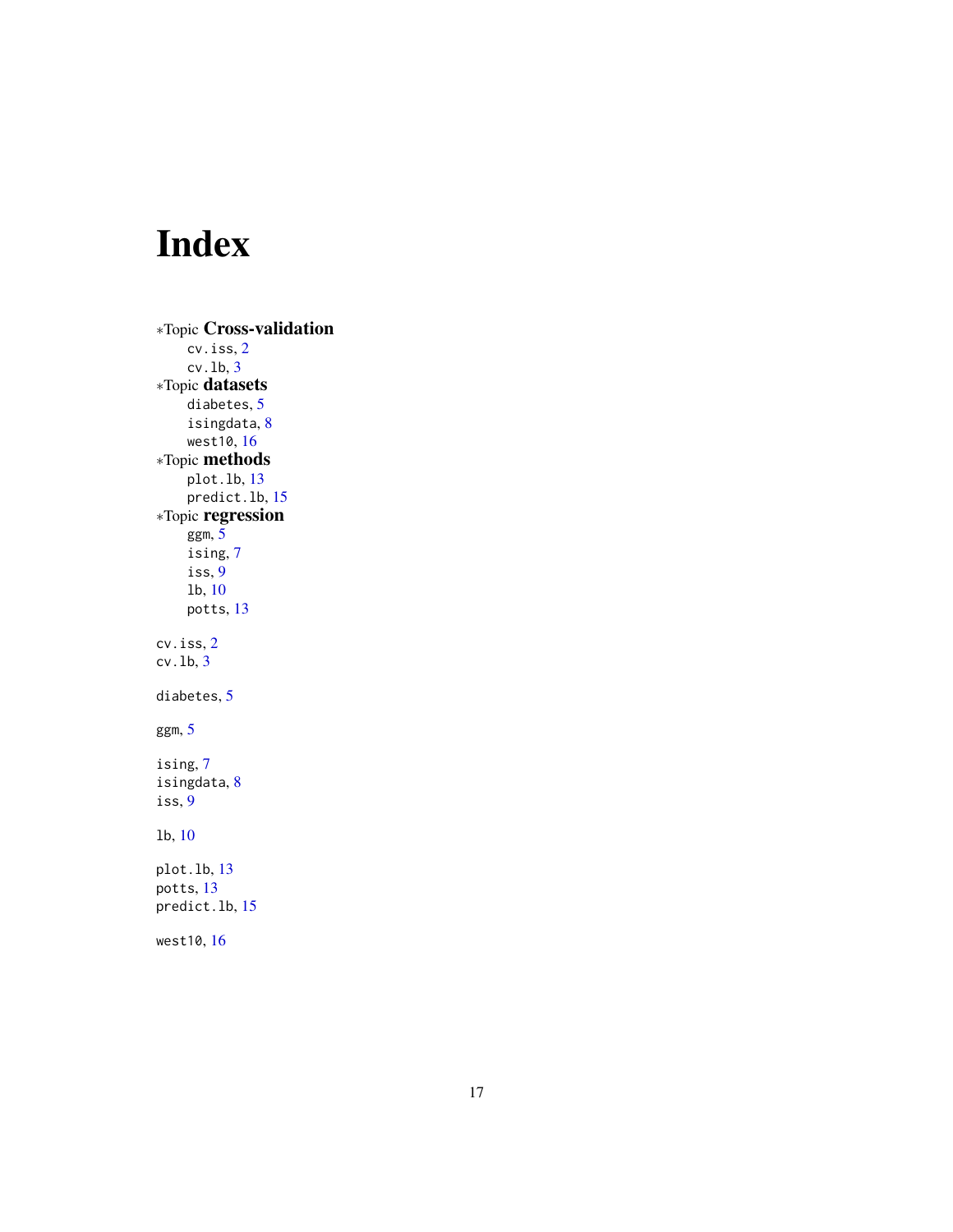# Index

*Topic **Cross-validation**
- cv.iss, 2
- cv.lb, 3

*Topic **datasets**
- diabetes, 5
- isingdata, 8
- west10, 16

*Topic **methods**
- plot.lb, 13
- predict.lb, 15

*Topic **regression**
- ggm, 5
- ising, 7
- iss, 9
- lb, 10
- potts, 13

cv.iss, 2
cv.lb, 3

diabetes, 5

ggm, 5

ising, 7
isingdata, 8
iss, 9

lb, 10

plot.lb, 13
potts, 13
predict.lb, 15

west10, 16